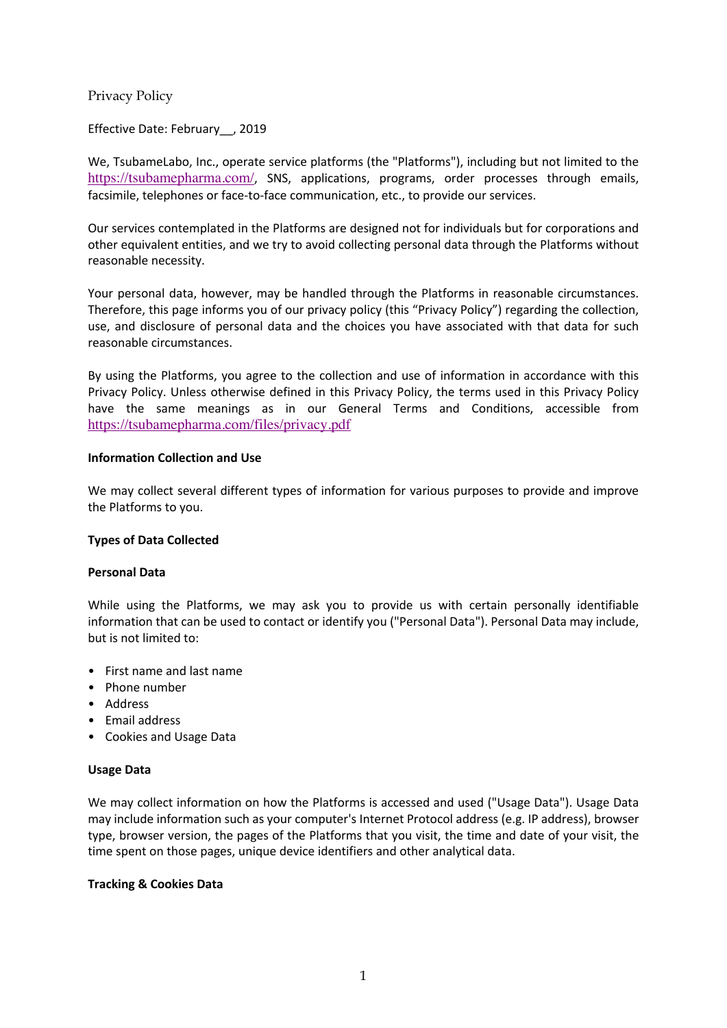# Privacy Policy

Effective Date: February__, 2019

We, TsubameLabo, Inc., operate service platforms (the "Platforms"), including but not limited to the https://tsubamepharma.com/, SNS, applications, programs, order processes through emails, facsimile, telephones or face-to-face communication, etc., to provide our services.

Our services contemplated in the Platforms are designed not for individuals but for corporations and other equivalent entities, and we try to avoid collecting personal data through the Platforms without reasonable necessity.

Your personal data, however, may be handled through the Platforms in reasonable circumstances. Therefore, this page informs you of our privacy policy (this "Privacy Policy") regarding the collection, use, and disclosure of personal data and the choices you have associated with that data for such reasonable circumstances.

By using the Platforms, you agree to the collection and use of information in accordance with this Privacy Policy. Unless otherwise defined in this Privacy Policy, the terms used in this Privacy Policy have the same meanings as in our General Terms and Conditions, accessible from https://tsubamepharma.com/files/privacy.pdf

**Information Collection and Use**

We may collect several different types of information for various purposes to provide and improve the Platforms to you.

**Types of Data Collected**

**Personal Data**

While using the Platforms, we may ask you to provide us with certain personally identifiable information that can be used to contact or identify you ("Personal Data"). Personal Data may include, but is not limited to:

- First name and last name
- Phone number
- Address
- Email address
- Cookies and Usage Data

**Usage Data**

We may collect information on how the Platforms is accessed and used ("Usage Data"). Usage Data may include information such as your computer's Internet Protocol address (e.g. IP address), browser type, browser version, the pages of the Platforms that you visit, the time and date of your visit, the time spent on those pages, unique device identifiers and other analytical data.

**Tracking & Cookies Data**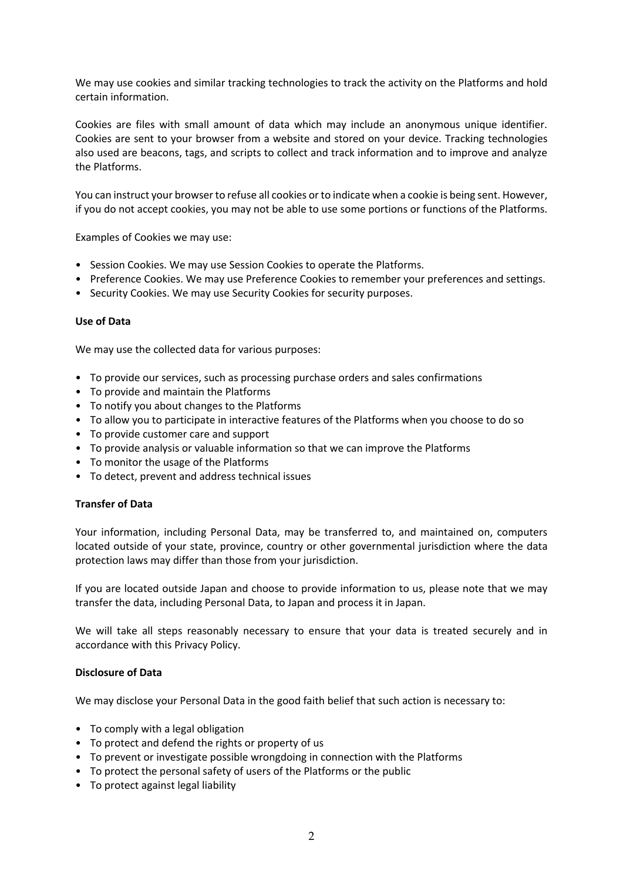We may use cookies and similar tracking technologies to track the activity on the Platforms and hold certain information.

Cookies are files with small amount of data which may include an anonymous unique identifier. Cookies are sent to your browser from a website and stored on your device. Tracking technologies also used are beacons, tags, and scripts to collect and track information and to improve and analyze the Platforms.

You can instruct your browser to refuse all cookies or to indicate when a cookie is being sent. However, if you do not accept cookies, you may not be able to use some portions or functions of the Platforms.

Examples of Cookies we may use:

- Session Cookies. We may use Session Cookies to operate the Platforms.
- Preference Cookies. We may use Preference Cookies to remember your preferences and settings.
- Security Cookies. We may use Security Cookies for security purposes.

**Use of Data**

We may use the collected data for various purposes:

- To provide our services, such as processing purchase orders and sales confirmations
- To provide and maintain the Platforms
- To notify you about changes to the Platforms
- To allow you to participate in interactive features of the Platforms when you choose to do so
- To provide customer care and support
- To provide analysis or valuable information so that we can improve the Platforms
- To monitor the usage of the Platforms
- To detect, prevent and address technical issues

**Transfer of Data**

Your information, including Personal Data, may be transferred to, and maintained on, computers located outside of your state, province, country or other governmental jurisdiction where the data protection laws may differ than those from your jurisdiction.

If you are located outside Japan and choose to provide information to us, please note that we may transfer the data, including Personal Data, to Japan and process it in Japan.

We will take all steps reasonably necessary to ensure that your data is treated securely and in accordance with this Privacy Policy.

**Disclosure of Data**

We may disclose your Personal Data in the good faith belief that such action is necessary to:

- To comply with a legal obligation
- To protect and defend the rights or property of us
- To prevent or investigate possible wrongdoing in connection with the Platforms
- To protect the personal safety of users of the Platforms or the public
- To protect against legal liability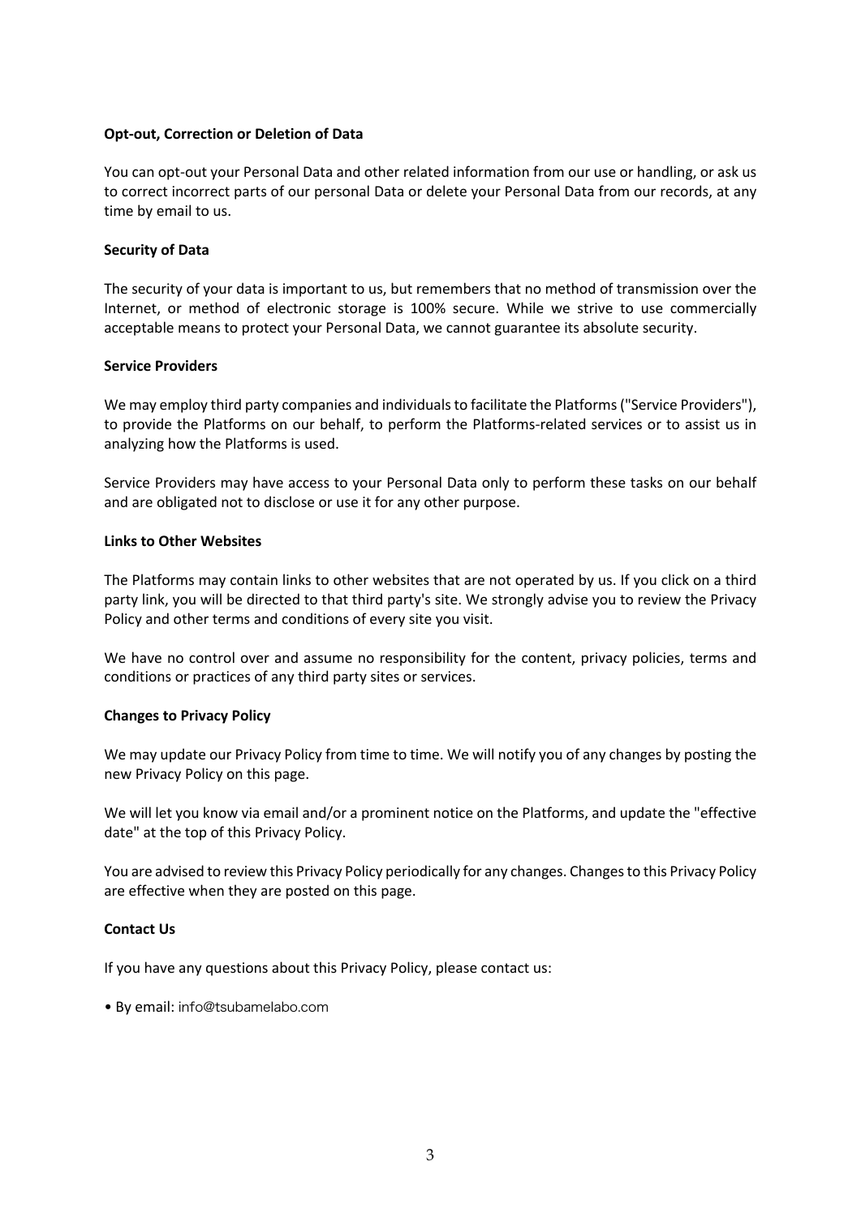**Opt-out, Correction or Deletion of Data**

You can opt-out your Personal Data and other related information from our use or handling, or ask us to correct incorrect parts of our personal Data or delete your Personal Data from our records, at any time by email to us.

**Security of Data**

The security of your data is important to us, but remembers that no method of transmission over the Internet, or method of electronic storage is 100% secure. While we strive to use commercially acceptable means to protect your Personal Data, we cannot guarantee its absolute security.

**Service Providers**

We may employ third party companies and individuals to facilitate the Platforms ("Service Providers"), to provide the Platforms on our behalf, to perform the Platforms-related services or to assist us in analyzing how the Platforms is used.

Service Providers may have access to your Personal Data only to perform these tasks on our behalf and are obligated not to disclose or use it for any other purpose.

**Links to Other Websites**

The Platforms may contain links to other websites that are not operated by us. If you click on a third party link, you will be directed to that third party's site. We strongly advise you to review the Privacy Policy and other terms and conditions of every site you visit.

We have no control over and assume no responsibility for the content, privacy policies, terms and conditions or practices of any third party sites or services.

**Changes to Privacy Policy**

We may update our Privacy Policy from time to time. We will notify you of any changes by posting the new Privacy Policy on this page.

We will let you know via email and/or a prominent notice on the Platforms, and update the "effective date" at the top of this Privacy Policy.

You are advised to review this Privacy Policy periodically for any changes. Changes to this Privacy Policy are effective when they are posted on this page.

**Contact Us**

If you have any questions about this Privacy Policy, please contact us:

- By email: info@tsubamelabo.com